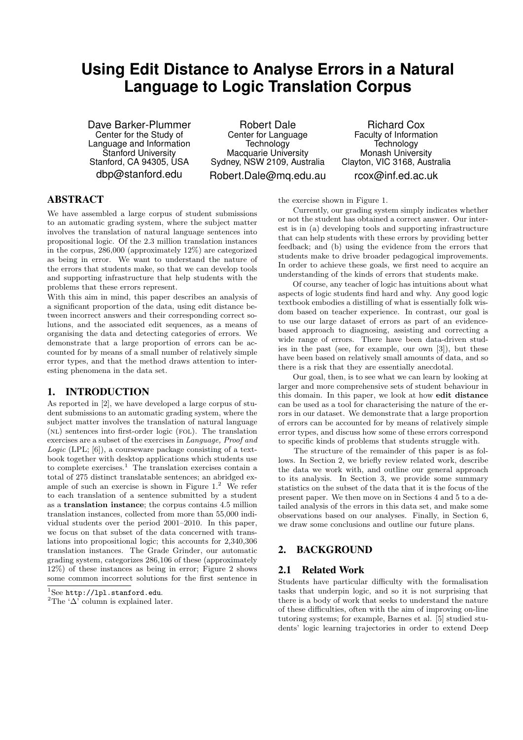# Using Edit Distance to Analyse Errors in a Natural Language to Logic Translation Corpus

Dave Barker-Plummer
Center for the Study of Language and Information
Stanford University
Stanford, CA 94305, USA
dbp@stanford.edu

Robert Dale
Center for Language Technology
Macquarie University
Sydney, NSW 2109, Australia
Robert.Dale@mq.edu.au

Richard Cox
Faculty of Information Technology
Monash University
Clayton, VIC 3168, Australia
rcox@inf.ed.ac.uk

## ABSTRACT

We have assembled a large corpus of student submissions to an automatic grading system, where the subject matter involves the translation of natural language sentences into propositional logic. Of the 2.3 million translation instances in the corpus, 286,000 (approximately 12%) are categorized as being in error. We want to understand the nature of the errors that students make, so that we can develop tools and supporting infrastructure that help students with the problems that these errors represent.

With this aim in mind, this paper describes an analysis of a significant proportion of the data, using edit distance between incorrect answers and their corresponding correct solutions, and the associated edit sequences, as a means of organising the data and detecting categories of errors. We demonstrate that a large proportion of errors can be accounted for by means of a small number of relatively simple error types, and that the method draws attention to interesting phenomena in the data set.

## 1. INTRODUCTION

As reported in [2], we have developed a large corpus of student submissions to an automatic grading system, where the subject matter involves the translation of natural language (NL) sentences into first-order logic (FOL). The translation exercises are a subset of the exercises in *Language, Proof and Logic* (LPL; [6]), a courseware package consisting of a textbook together with desktop applications which students use to complete exercises.[1] The translation exercises contain a total of 275 distinct translatable sentences; an abridged example of such an exercise is shown in Figure 1.[2] We refer to each translation of a sentence submitted by a student as a **translation instance**; the corpus contains 4.5 million translation instances, collected from more than 55,000 individual students over the period 2001–2010. In this paper, we focus on that subset of the data concerned with translations into propositional logic; this accounts for 2,340,306 translation instances. The Grade Grinder, our automatic grading system, categorizes 286,106 of these (approximately 12%) of these instances as being in error; Figure 2 shows some common incorrect solutions for the first sentence in the exercise shown in Figure 1.

[1] See http://lpl.stanford.edu.

[2] The 'Δ' column is explained later.

Currently, our grading system simply indicates whether or not the student has obtained a correct answer. Our interest is in (a) developing tools and supporting infrastructure that can help students with these errors by providing better feedback; and (b) using the evidence from the errors that students make to drive broader pedagogical improvements. In order to achieve these goals, we first need to acquire an understanding of the kinds of errors that students make.

Of course, any teacher of logic has intuitions about what aspects of logic students find hard and why. Any good logic textbook embodies a distilling of what is essentially folk wisdom based on teacher experience. In contrast, our goal is to use our large dataset of errors as part of an evidence-based approach to diagnosing, assisting and correcting a wide range of errors. There have been data-driven studies in the past (see, for example, our own [3]), but these have been based on relatively small amounts of data, and so there is a risk that they are essentially anecdotal.

Our goal, then, is to see what we can learn by looking at larger and more comprehensive sets of student behaviour in this domain. In this paper, we look at how **edit distance** can be used as a tool for characterising the nature of the errors in our dataset. We demonstrate that a large proportion of errors can be accounted for by means of relatively simple error types, and discuss how some of these errors correspond to specific kinds of problems that students struggle with.

The structure of the remainder of this paper is as follows. In Section 2, we briefly review related work, describe the data we work with, and outline our general approach to its analysis. In Section 3, we provide some summary statistics on the subset of the data that it is the focus of the present paper. We then move on in Sections 4 and 5 to a detailed analysis of the errors in this data set, and make some observations based on our analyses. Finally, in Section 6, we draw some conclusions and outline our future plans.

## 2. BACKGROUND

### 2.1 Related Work

Students have particular difficulty with the formalisation tasks that underpin logic, and so it is not surprising that there is a body of work that seeks to understand the nature of these difficulties, often with the aim of improving on-line tutoring systems; for example, Barnes et al. [5] studied students' logic learning trajectories in order to extend Deep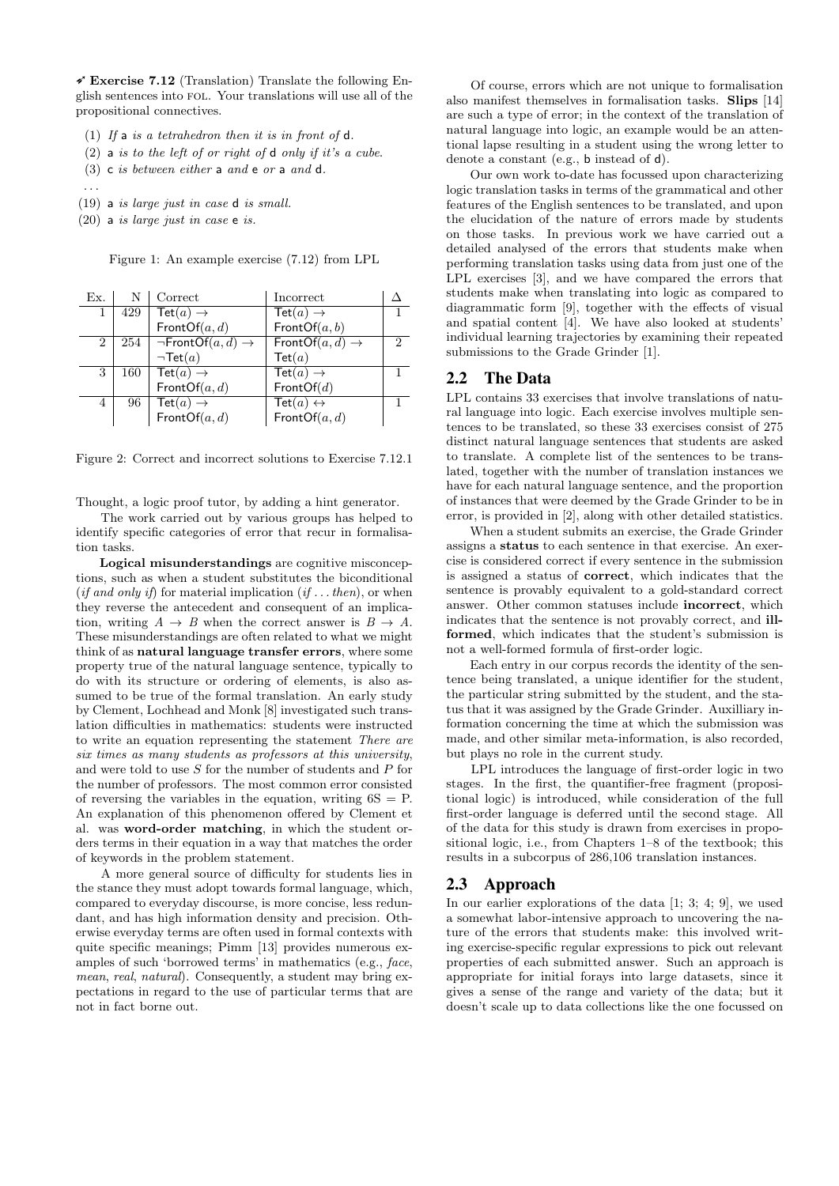✐ **Exercise 7.12** (Translation) Translate the following English sentences into FOL. Your translations will use all of the propositional connectives.

(1) *If* a *is a tetrahedron then it is in front of* d.

(2) a *is to the left of or right of* d *only if it's a cube.*

(3) c *is between either* a *and* e *or* a *and* d.

...

(19) a *is large just in case* d *is small.*

(20) a *is large just in case* e *is.*

Figure 1: An example exercise (7.12) from LPL

| Ex. | N | Correct | Incorrect | Δ |
|---|---|---|---|---|
| 1 | 429 | $\mathsf{Tet}(a) \to \mathsf{FrontOf}(a,d)$ | $\mathsf{Tet}(a) \to \mathsf{FrontOf}(a,b)$ | 1 |
| 2 | 254 | $\neg\mathsf{FrontOf}(a,d) \to \neg\mathsf{Tet}(a)$ | $\mathsf{FrontOf}(a,d) \to \mathsf{Tet}(a)$ | 2 |
| 3 | 160 | $\mathsf{Tet}(a) \to \mathsf{FrontOf}(a,d)$ | $\mathsf{Tet}(a) \to \mathsf{FrontOf}(d)$ | 1 |
| 4 | 96 | $\mathsf{Tet}(a) \to \mathsf{FrontOf}(a,d)$ | $\mathsf{Tet}(a) \leftrightarrow \mathsf{FrontOf}(a,d)$ | 1 |

Figure 2: Correct and incorrect solutions to Exercise 7.12.1

Thought, a logic proof tutor, by adding a hint generator.

The work carried out by various groups has helped to identify specific categories of error that recur in formalisation tasks.

**Logical misunderstandings** are cognitive misconceptions, such as when a student substitutes the biconditional (*if and only if*) for material implication (*if . . . then*), or when they reverse the antecedent and consequent of an implication, writing $A \to B$ when the correct answer is $B \to A$. These misunderstandings are often related to what we might think of as **natural language transfer errors**, where some property true of the natural language sentence, typically to do with its structure or ordering of elements, is also assumed to be true of the formal translation. An early study by Clement, Lochhead and Monk [8] investigated such translation difficulties in mathematics: students were instructed to write an equation representing the statement *There are six times as many students as professors at this university*, and were told to use $S$ for the number of students and $P$ for the number of professors. The most common error consisted of reversing the variables in the equation, writing $6S = P$. An explanation of this phenomenon offered by Clement et al. was **word-order matching**, in which the student orders terms in their equation in a way that matches the order of keywords in the problem statement.

A more general source of difficulty for students lies in the stance they must adopt towards formal language, which, compared to everyday discourse, is more concise, less redundant, and has high information density and precision. Otherwise everyday terms are often used in formal contexts with quite specific meanings; Pimm [13] provides numerous examples of such 'borrowed terms' in mathematics (e.g., *face*, *mean*, *real*, *natural*). Consequently, a student may bring expectations in regard to the use of particular terms that are not in fact borne out.

Of course, errors which are not unique to formalisation also manifest themselves in formalisation tasks. **Slips** [14] are such a type of error; in the context of the translation of natural language into logic, an example would be an attentional lapse resulting in a student using the wrong letter to denote a constant (e.g., b instead of d).

Our own work to-date has focussed upon characterizing logic translation tasks in terms of the grammatical and other features of the English sentences to be translated, and upon the elucidation of the nature of errors made by students on those tasks. In previous work we have carried out a detailed analysed of the errors that students make when performing translation tasks using data from just one of the LPL exercises [3], and we have compared the errors that students make when translating into logic as compared to diagrammatic form [9], together with the effects of visual and spatial content [4]. We have also looked at students' individual learning trajectories by examining their repeated submissions to the Grade Grinder [1].

## 2.2 The Data

LPL contains 33 exercises that involve translations of natural language into logic. Each exercise involves multiple sentences to be translated, so these 33 exercises consist of 275 distinct natural language sentences that students are asked to translate. A complete list of the sentences to be translated, together with the number of translation instances we have for each natural language sentence, and the proportion of instances that were deemed by the Grade Grinder to be in error, is provided in [2], along with other detailed statistics.

When a student submits an exercise, the Grade Grinder assigns a **status** to each sentence in that exercise. An exercise is considered correct if every sentence in the submission is assigned a status of **correct**, which indicates that the sentence is provably equivalent to a gold-standard correct answer. Other common statuses include **incorrect**, which indicates that the sentence is not provably correct, and **ill-formed**, which indicates that the student's submission is not a well-formed formula of first-order logic.

Each entry in our corpus records the identity of the sentence being translated, a unique identifier for the student, the particular string submitted by the student, and the status that it was assigned by the Grade Grinder. Auxilliary information concerning the time at which the submission was made, and other similar meta-information, is also recorded, but plays no role in the current study.

LPL introduces the language of first-order logic in two stages. In the first, the quantifier-free fragment (propositional logic) is introduced, while consideration of the full first-order language is deferred until the second stage. All of the data for this study is drawn from exercises in propositional logic, i.e., from Chapters 1–8 of the textbook; this results in a subcorpus of 286,106 translation instances.

## 2.3 Approach

In our earlier explorations of the data [1; 3; 4; 9], we used a somewhat labor-intensive approach to uncovering the nature of the errors that students make: this involved writing exercise-specific regular expressions to pick out relevant properties of each submitted answer. Such an approach is appropriate for initial forays into large datasets, since it gives a sense of the range and variety of the data; but it doesn't scale up to data collections like the one focussed on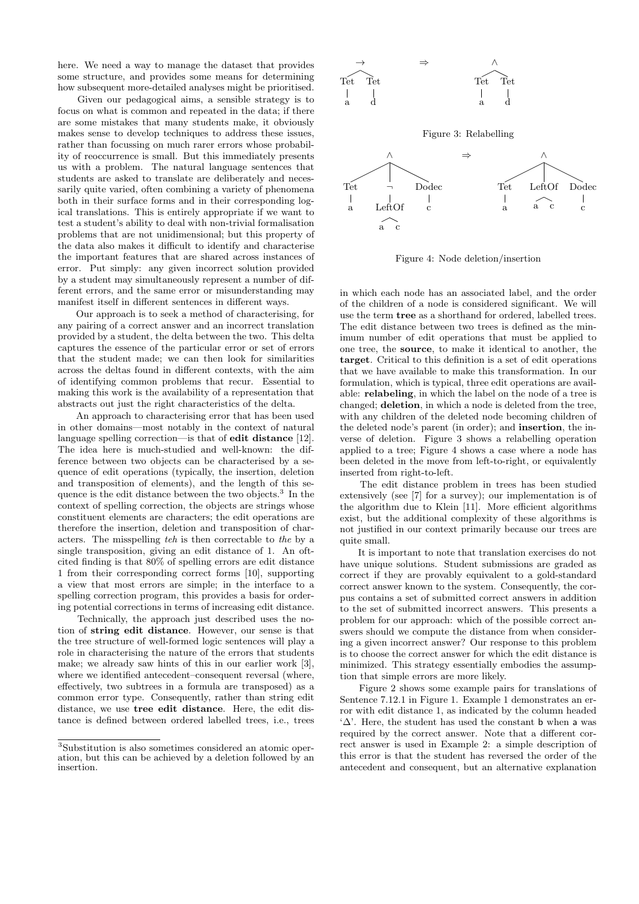here. We need a way to manage the dataset that provides some structure, and provides some means for determining how subsequent more-detailed analyses might be prioritised.

Given our pedagogical aims, a sensible strategy is to focus on what is common and repeated in the data; if there are some mistakes that many students make, it obviously makes sense to develop techniques to address these issues, rather than focussing on much rarer errors whose probability of reoccurrence is small. But this immediately presents us with a problem. The natural language sentences that students are asked to translate are deliberately and necessarily quite varied, often combining a variety of phenomena both in their surface forms and in their corresponding logical translations. This is entirely appropriate if we want to test a student's ability to deal with non-trivial formalisation problems that are not unidimensional; but this property of the data also makes it difficult to identify and characterise the important features that are shared across instances of error. Put simply: any given incorrect solution provided by a student may simultaneously represent a number of different errors, and the same error or misunderstanding may manifest itself in different sentences in different ways.

Our approach is to seek a method of characterising, for any pairing of a correct answer and an incorrect translation provided by a student, the delta between the two. This delta captures the essence of the particular error or set of errors that the student made; we can then look for similarities across the deltas found in different contexts, with the aim of identifying common problems that recur. Essential to making this work is the availability of a representation that abstracts out just the right characteristics of the delta.

An approach to characterising error that has been used in other domains—most notably in the context of natural language spelling correction—is that of **edit distance** [12]. The idea here is much-studied and well-known: the difference between two objects can be characterised by a sequence of edit operations (typically, the insertion, deletion and transposition of elements), and the length of this sequence is the edit distance between the two objects.[3] In the context of spelling correction, the objects are strings whose constituent elements are characters; the edit operations are therefore the insertion, deletion and transposition of characters. The misspelling *teh* is then correctable to *the* by a single transposition, giving an edit distance of 1. An oft-cited finding is that 80% of spelling errors are edit distance 1 from their corresponding correct forms [10], supporting a view that most errors are simple; in the interface to a spelling correction program, this provides a basis for ordering potential corrections in terms of increasing edit distance.

Technically, the approach just described uses the notion of **string edit distance**. However, our sense is that the tree structure of well-formed logic sentences will play a role in characterising the nature of the errors that students make; we already saw hints of this in our earlier work [3], where we identified antecedent–consequent reversal (where, effectively, two subtrees in a formula are transposed) as a common error type. Consequently, rather than string edit distance, we use **tree edit distance**. Here, the edit distance is defined between ordered labelled trees, i.e., trees in which each node has an associated label, and the order of the children of a node is considered significant. We will use the term **tree** as a shorthand for ordered, labelled trees. The edit distance between two trees is defined as the minimum number of edit operations that must be applied to one tree, the **source**, to make it identical to another, the **target**. Critical to this definition is a set of edit operations that we have available to make this transformation. In our formulation, which is typical, three edit operations are available: **relabeling**, in which the label on the node of a tree is changed; **deletion**, in which a node is deleted from the tree, with any children of the deleted node becoming children of the deleted node's parent (in order); and **insertion**, the inverse of deletion. Figure 3 shows a relabelling operation applied to a tree; Figure 4 shows a case where a node has been deleted in the move from left-to-right, or equivalently inserted from right-to-left.

[3] Substitution is also sometimes considered an atomic operation, but this can be achieved by a deletion followed by an insertion.

Figure 3: Relabelling

Figure 4: Node deletion/insertion

The edit distance problem in trees has been studied extensively (see [7] for a survey); our implementation is of the algorithm due to Klein [11]. More efficient algorithms exist, but the additional complexity of these algorithms is not justified in our context primarily because our trees are quite small.

It is important to note that translation exercises do not have unique solutions. Student submissions are graded as correct if they are provably equivalent to a gold-standard correct answer known to the system. Consequently, the corpus contains a set of submitted correct answers in addition to the set of submitted incorrect answers. This presents a problem for our approach: which of the possible correct answers should we compute the distance from when considering a given incorrect answer? Our response to this problem is to choose the correct answer for which the edit distance is minimized. This strategy essentially embodies the assumption that simple errors are more likely.

Figure 2 shows some example pairs for translations of Sentence 7.12.1 in Figure 1. Example 1 demonstrates an error with edit distance 1, as indicated by the column headed '$\Delta$'. Here, the student has used the constant b when a was required by the correct answer. Note that a different correct answer is used in Example 2: a simple description of this error is that the student has reversed the order of the antecedent and consequent, but an alternative explanation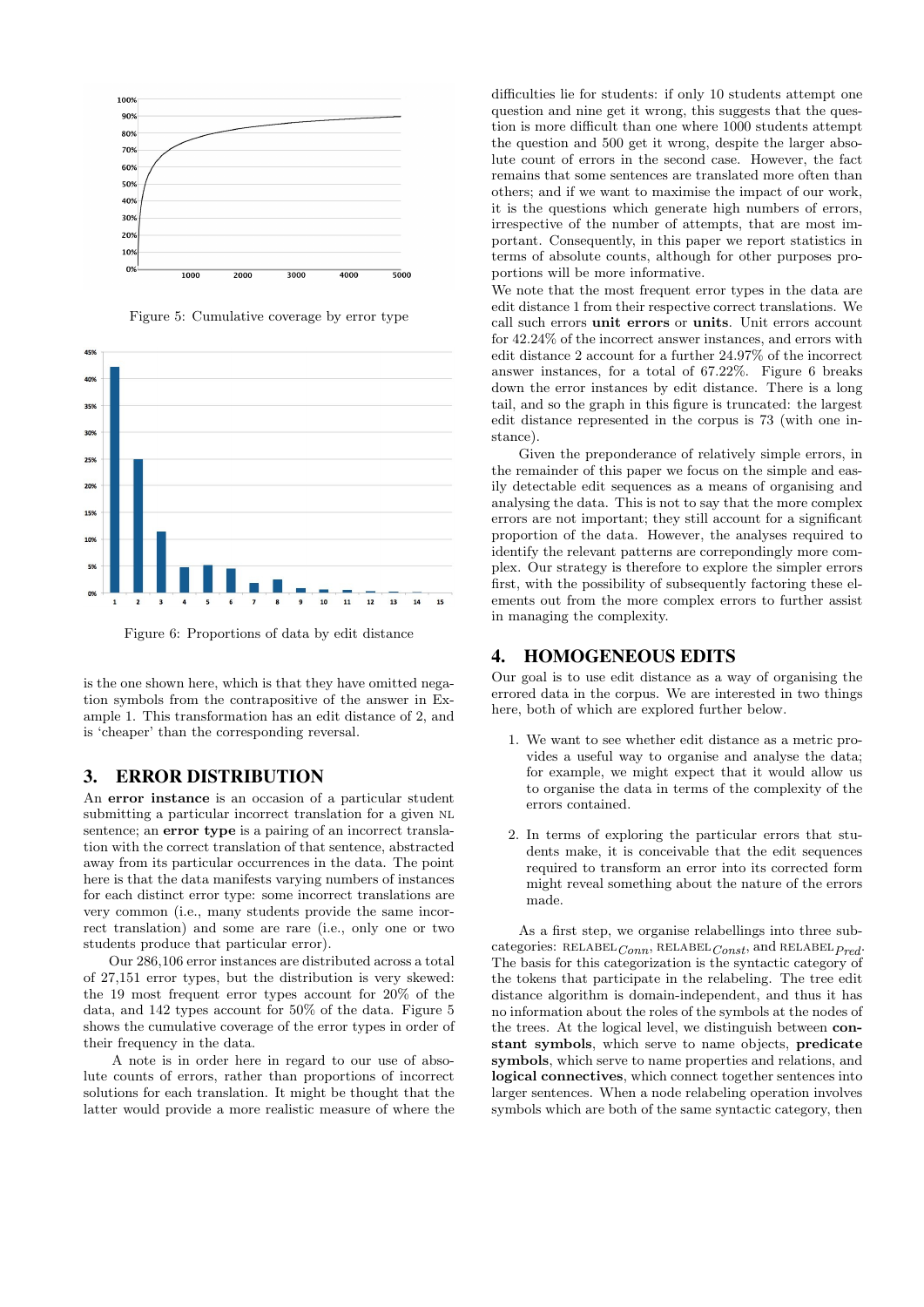Figure 5: Cumulative coverage by error type

Figure 6: Proportions of data by edit distance

is the one shown here, which is that they have omitted negation symbols from the contrapositive of the answer in Example 1. This transformation has an edit distance of 2, and is 'cheaper' than the corresponding reversal.

## 3. ERROR DISTRIBUTION

An **error instance** is an occasion of a particular student submitting a particular incorrect translation for a given NL sentence; an **error type** is a pairing of an incorrect translation with the correct translation of that sentence, abstracted away from its particular occurrences in the data. The point here is that the data manifests varying numbers of instances for each distinct error type: some incorrect translations are very common (i.e., many students provide the same incorrect translation) and some are rare (i.e., only one or two students produce that particular error).

Our 286,106 error instances are distributed across a total of 27,151 error types, but the distribution is very skewed: the 19 most frequent error types account for 20% of the data, and 142 types account for 50% of the data. Figure 5 shows the cumulative coverage of the error types in order of their frequency in the data.

A note is in order here in regard to our use of absolute counts of errors, rather than proportions of incorrect solutions for each translation. It might be thought that the latter would provide a more realistic measure of where the difficulties lie for students: if only 10 students attempt one question and nine get it wrong, this suggests that the question is more difficult than one where 1000 students attempt the question and 500 get it wrong, despite the larger absolute count of errors in the second case. However, the fact remains that some sentences are translated more often than others; and if we want to maximise the impact of our work, it is the questions which generate high numbers of errors, irrespective of the number of attempts, that are most important. Consequently, in this paper we report statistics in terms of absolute counts, although for other purposes proportions will be more informative.

We note that the most frequent error types in the data are edit distance 1 from their respective correct translations. We call such errors **unit errors** or **units**. Unit errors account for 42.24% of the incorrect answer instances, and errors with edit distance 2 account for a further 24.97% of the incorrect answer instances, for a total of 67.22%. Figure 6 breaks down the error instances by edit distance. There is a long tail, and so the graph in this figure is truncated: the largest edit distance represented in the corpus is 73 (with one instance).

Given the preponderance of relatively simple errors, in the remainder of this paper we focus on the simple and easily detectable edit sequences as a means of organising and analysing the data. This is not to say that the more complex errors are not important; they still account for a significant proportion of the data. However, the analyses required to identify the relevant patterns are correpondingly more complex. Our strategy is therefore to explore the simpler errors first, with the possibility of subsequently factoring these elements out from the more complex errors to further assist in managing the complexity.

## 4. HOMOGENEOUS EDITS

Our goal is to use edit distance as a way of organising the errored data in the corpus. We are interested in two things here, both of which are explored further below.

1. We want to see whether edit distance as a metric provides a useful way to organise and analyse the data; for example, we might expect that it would allow us to organise the data in terms of the complexity of the errors contained.

2. In terms of exploring the particular errors that students make, it is conceivable that the edit sequences required to transform an error into its corrected form might reveal something about the nature of the errors made.

As a first step, we organise relabellings into three subcategories: RELABEL$_{Conn}$, RELABEL$_{Const}$, and RELABEL$_{Pred}$. The basis for this categorization is the syntactic category of the tokens that participate in the relabeling. The tree edit distance algorithm is domain-independent, and thus it has no information about the roles of the symbols at the nodes of the trees. At the logical level, we distinguish between **constant symbols**, which serve to name objects, **predicate symbols**, which serve to name properties and relations, and **logical connectives**, which connect together sentences into larger sentences. When a node relabeling operation involves symbols which are both of the same syntactic category, then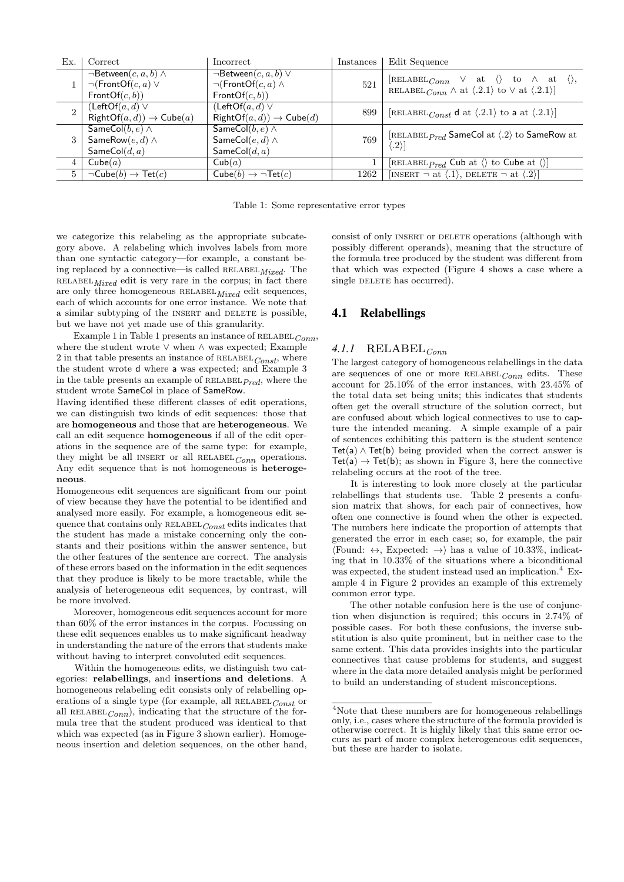| Ex. | Correct | Incorrect | Instances | Edit Sequence |
|---|---|---|---|---|
| 1 | $\neg$Between$(c, a, b) \wedge$ $\neg$(FrontOf$(c, a) \vee$ FrontOf$(c, b)$) | $\neg$Between$(c, a, b) \vee$ $\neg$(FrontOf$(c, a) \wedge$ FrontOf$(c, b)$) | 521 | [RELABEL$_{Conn}$ $\vee$ at $\langle\rangle$ to $\wedge$ at $\langle\rangle$, RELABEL$_{Conn}$ $\wedge$ at $\langle .2.1\rangle$ to $\vee$ at $\langle .2.1\rangle$] |
| 2 | (LeftOf$(a, d) \vee$ RightOf$(a, d)) \rightarrow$ Cube$(a)$ | (LeftOf$(a, d) \vee$ RightOf$(a, d)) \rightarrow$ Cube$(d)$ | 899 | [RELABEL$_{Const}$ d at $\langle .2.1\rangle$ to a at $\langle .2.1\rangle$] |
| 3 | SameCol$(b, e) \wedge$ SameRow$(e, d) \wedge$ SameCol$(d, a)$ | SameCol$(b, e) \wedge$ SameCol$(e, d) \wedge$ SameCol$(d, a)$ | 769 | [RELABEL$_{Pred}$ SameCol at $\langle .2\rangle$ to SameRow at $\langle .2\rangle$] |
| 4 | Cube$(a)$ | Cub$(a)$ | 1 | [RELABEL$_{Pred}$ Cub at $\langle\rangle$ to Cube at $\langle\rangle$] |
| 5 | $\neg$Cube$(b) \rightarrow$ Tet$(c)$ | Cube$(b) \rightarrow \neg$Tet$(c)$ | 1262 | [INSERT $\neg$ at $\langle .1\rangle$, DELETE $\neg$ at $\langle .2\rangle$] |

Table 1: Some representative error types

we categorize this relabeling as the appropriate subcategory above. A relabeling which involves labels from more than one syntactic category—for example, a constant being replaced by a connective—is called RELABEL$_{Mixed}$. The RELABEL$_{Mixed}$ edit is very rare in the corpus; in fact there are only three homogeneous RELABEL$_{Mixed}$ edit sequences, each of which accounts for one error instance. We note that a similar subtyping of the INSERT and DELETE is possible, but we have not yet made use of this granularity.

Example 1 in Table 1 presents an instance of RELABEL$_{Conn}$, where the student wrote $\vee$ when $\wedge$ was expected; Example 2 in that table presents an instance of RELABEL$_{Const}$, where the student wrote d where a was expected; and Example 3 in the table presents an example of RELABEL$_{Pred}$, where the student wrote SameCol in place of SameRow.

Having identified these different classes of edit operations, we can distinguish two kinds of edit sequences: those that are **homogeneous** and those that are **heterogeneous**. We call an edit sequence **homogeneous** if all of the edit operations in the sequence are of the same type: for example, they might be all INSERT or all RELABEL$_{Conn}$ operations. Any edit sequence that is not homogeneous is **heterogeneous**.

Homogeneous edit sequences are significant from our point of view because they have the potential to be identified and analysed more easily. For example, a homogeneous edit sequence that contains only RELABEL$_{Const}$ edits indicates that the student has made a mistake concerning only the constants and their positions within the answer sentence, but the other features of the sentence are correct. The analysis of these errors based on the information in the edit sequences that they produce is likely to be more tractable, while the analysis of heterogeneous edit sequences, by contrast, will be more involved.

Moreover, homogeneous edit sequences account for more than 60% of the error instances in the corpus. Focussing on these edit sequences enables us to make significant headway in understanding the nature of the errors that students make without having to interpret convoluted edit sequences.

Within the homogeneous edits, we distinguish two categories: **relabellings**, and **insertions and deletions**. A homogeneous relabeling edit consists only of relabelling operations of a single type (for example, all RELABEL$_{Const}$ or all RELABEL$_{Conn}$), indicating that the structure of the formula tree that the student produced was identical to that which was expected (as in Figure 3 shown earlier). Homogeneous insertion and deletion sequences, on the other hand, consist of only INSERT or DELETE operations (although with possibly different operands), meaning that the structure of the formula tree produced by the student was different from that which was expected (Figure 4 shows a case where a single DELETE has occurred).

## 4.1 Relabellings

### 4.1.1 RELABEL$_{Conn}$

The largest category of homogeneous relabellings in the data are sequences of one or more RELABEL$_{Conn}$ edits. These account for 25.10% of the error instances, with 23.45% of the total data set being units; this indicates that students often get the overall structure of the solution correct, but are confused about which logical connectives to use to capture the intended meaning. A simple example of a pair of sentences exhibiting this pattern is the student sentence Tet(a) $\wedge$ Tet(b) being provided when the correct answer is Tet(a) $\rightarrow$ Tet(b); as shown in Figure 3, here the connective relabeling occurs at the root of the tree.

It is interesting to look more closely at the particular relabellings that students use. Table 2 presents a confusion matrix that shows, for each pair of connectives, how often one connective is found when the other is expected. The numbers here indicate the proportion of attempts that generated the error in each case; so, for example, the pair $\langle$Found: $\leftrightarrow$, Expected: $\rightarrow\rangle$ has a value of 10.33%, indicating that in 10.33% of the situations where a biconditional was expected, the student instead used an implication.[4] Example 4 in Figure 2 provides an example of this extremely common error type.

The other notable confusion here is the use of conjunction when disjunction is required; this occurs in 2.74% of possible cases. For both these confusions, the inverse substitution is also quite prominent, but in neither case to the same extent. This data provides insights into the particular connectives that cause problems for students, and suggest where in the data more detailed analysis might be performed to build an understanding of student misconceptions.

[4] Note that these numbers are for homogeneous relabellings only, i.e., cases where the structure of the formula provided is otherwise correct. It is highly likely that this same error occurs as part of more complex heterogeneous edit sequences, but these are harder to isolate.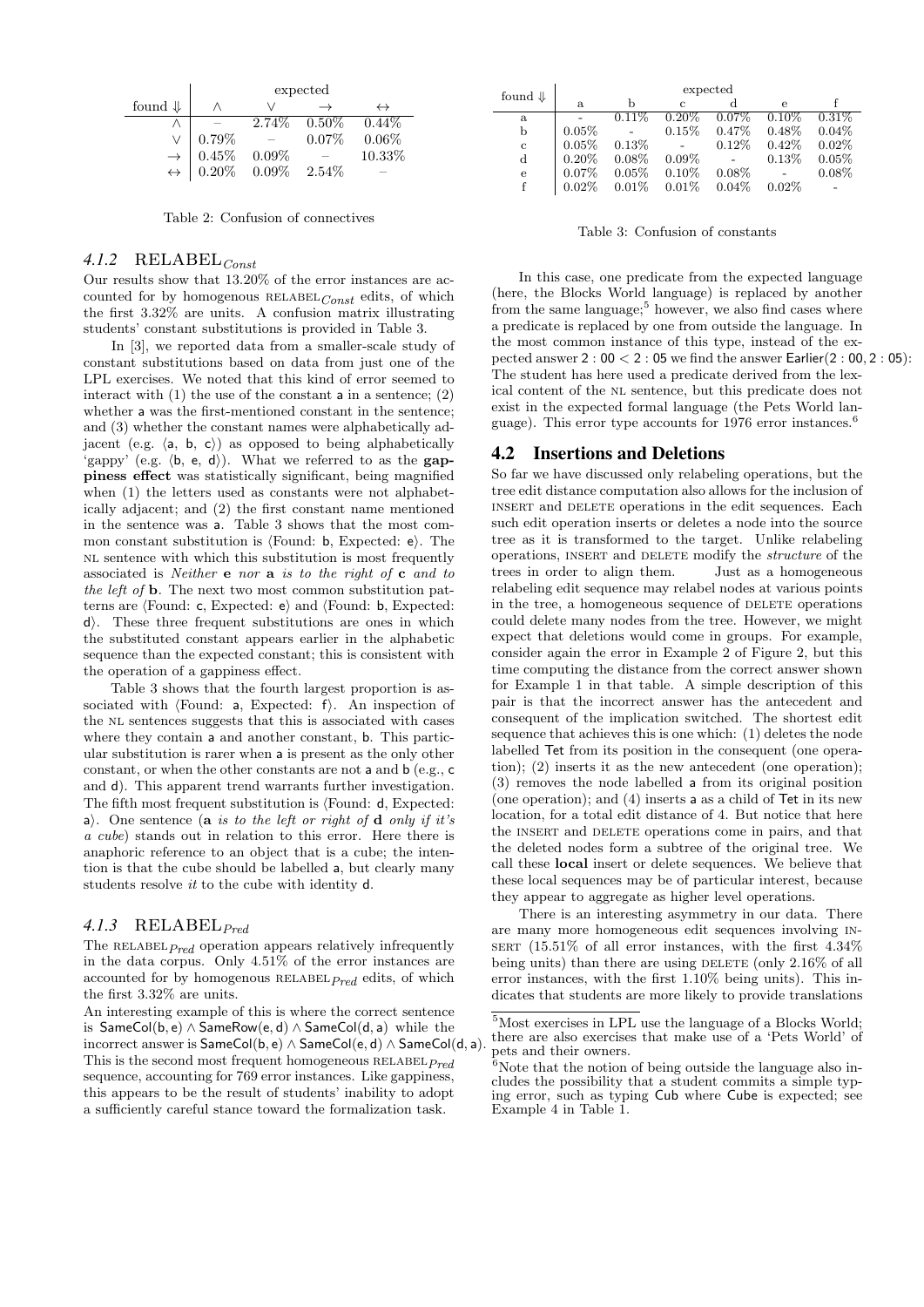| found ⇓ | expected | | | |
|---|---|---|---|---|
| | $\wedge$ | $\vee$ | $\rightarrow$ | $\leftrightarrow$ |
| $\wedge$ | – | 2.74% | 0.50% | 0.44% |
| $\vee$ | 0.79% | – | 0.07% | 0.06% |
| $\rightarrow$ | 0.45% | 0.09% | – | 10.33% |
| $\leftrightarrow$ | 0.20% | 0.09% | 2.54% | – |

Table 2: Confusion of connectives

| found ⇓ | expected | | | | | |
|---|---|---|---|---|---|---|
| | a | b | c | d | e | f |
| a | - | 0.11% | 0.20% | 0.07% | 0.10% | 0.31% |
| b | 0.05% | - | 0.15% | 0.47% | 0.48% | 0.04% |
| c | 0.05% | 0.13% | - | 0.12% | 0.42% | 0.02% |
| d | 0.20% | 0.08% | 0.09% | - | 0.13% | 0.05% |
| e | 0.07% | 0.05% | 0.10% | 0.08% | - | 0.08% |
| f | 0.02% | 0.01% | 0.01% | 0.04% | 0.02% | - |

Table 3: Confusion of constants

### 4.1.2 RELABEL$_{Const}$

Our results show that 13.20% of the error instances are accounted for by homogenous RELABEL$_{Const}$ edits, of which the first 3.32% are units. A confusion matrix illustrating students' constant substitutions is provided in Table 3.

In [3], we reported data from a smaller-scale study of constant substitutions based on data from just one of the LPL exercises. We noted that this kind of error seemed to interact with (1) the use of the constant a in a sentence; (2) whether a was the first-mentioned constant in the sentence; and (3) whether the constant names were alphabetically adjacent (e.g. ⟨a, b, c⟩) as opposed to being alphabetically 'gappy' (e.g. ⟨b, e, d⟩). What we referred to as the **gappiness effect** was statistically significant, being magnified when (1) the letters used as constants were not alphabetically adjacent; and (2) the first constant name mentioned in the sentence was a. Table 3 shows that the most common constant substitution is ⟨Found: b, Expected: e⟩. The NL sentence with which this substitution is most frequently associated is *Neither* **e** *nor* **a** *is to the right of* **c** *and to the left of* **b**. The next two most common substitution patterns are ⟨Found: c, Expected: e⟩ and ⟨Found: b, Expected: d⟩. These three frequent substitutions are ones in which the substituted constant appears earlier in the alphabetic sequence than the expected constant; this is consistent with the operation of a gappiness effect.

Table 3 shows that the fourth largest proportion is associated with ⟨Found: a, Expected: f⟩. An inspection of the NL sentences suggests that this is associated with cases where they contain a and another constant, b. This particular substitution is rarer when a is present as the only other constant, or when the other constants are not a and b (e.g., c and d). This apparent trend warrants further investigation. The fifth most frequent substitution is ⟨Found: d, Expected: a⟩. One sentence (**a** *is to the left or right of* **d** *only if it's a cube*) stands out in relation to this error. Here there is anaphoric reference to an object that is a cube; the intention is that the cube should be labelled a, but clearly many students resolve *it* to the cube with identity d.

### 4.1.3 RELABEL$_{Pred}$

The RELABEL$_{Pred}$ operation appears relatively infrequently in the data corpus. Only 4.51% of the error instances are accounted for by homogenous RELABEL$_{Pred}$ edits, of which the first 3.32% are units.

An interesting example of this is where the correct sentence is SameCol(b, e) ∧ SameRow(e, d) ∧ SameCol(d, a) while the incorrect answer is SameCol(b, e) ∧ SameCol(e, d) ∧ SameCol(d, a). This is the second most frequent homogeneous RELABEL$_{Pred}$ sequence, accounting for 769 error instances. Like gappiness, this appears to be the result of students' inability to adopt a sufficiently careful stance toward the formalization task.

In this case, one predicate from the expected language (here, the Blocks World language) is replaced by another from the same language;[5] however, we also find cases where a predicate is replaced by one from outside the language. In the most common instance of this type, instead of the expected answer 2 : 00 < 2 : 05 we find the answer Earlier(2 : 00, 2 : 05): The student has here used a predicate derived from the lexical content of the NL sentence, but this predicate does not exist in the expected formal language (the Pets World language). This error type accounts for 1976 error instances.[6]

## 4.2 Insertions and Deletions

So far we have discussed only relabeling operations, but the tree edit distance computation also allows for the inclusion of INSERT and DELETE operations in the edit sequences. Each such edit operation inserts or deletes a node into the source tree as it is transformed to the target. Unlike relabeling operations, INSERT and DELETE modify the *structure* of the trees in order to align them. Just as a homogeneous relabeling edit sequence may relabel nodes at various points in the tree, a homogeneous sequence of DELETE operations could delete many nodes from the tree. However, we might expect that deletions would come in groups. For example, consider again the error in Example 2 of Figure 2, but this time computing the distance from the correct answer shown for Example 1 in that table. A simple description of this pair is that the incorrect answer has the antecedent and consequent of the implication switched. The shortest edit sequence that achieves this is one which: (1) deletes the node labelled Tet from its position in the consequent (one operation); (2) inserts it as the new antecedent (one operation); (3) removes the node labelled a from its original position (one operation); and (4) inserts a as a child of Tet in its new location, for a total edit distance of 4. But notice that here the INSERT and DELETE operations come in pairs, and that the deleted nodes form a subtree of the original tree. We call these **local** insert or delete sequences. We believe that these local sequences may be of particular interest, because they appear to aggregate as higher level operations.

There is an interesting asymmetry in our data. There are many more homogeneous edit sequences involving INSERT (15.51% of all error instances, with the first 4.34% being units) than there are using DELETE (only 2.16% of all error instances, with the first 1.10% being units). This indicates that students are more likely to provide translations

[5] Most exercises in LPL use the language of a Blocks World; there are also exercises that make use of a 'Pets World' of pets and their owners.

[6] Note that the notion of being outside the language also includes the possibility that a student commits a simple typing error, such as typing Cub where Cube is expected; see Example 4 in Table 1.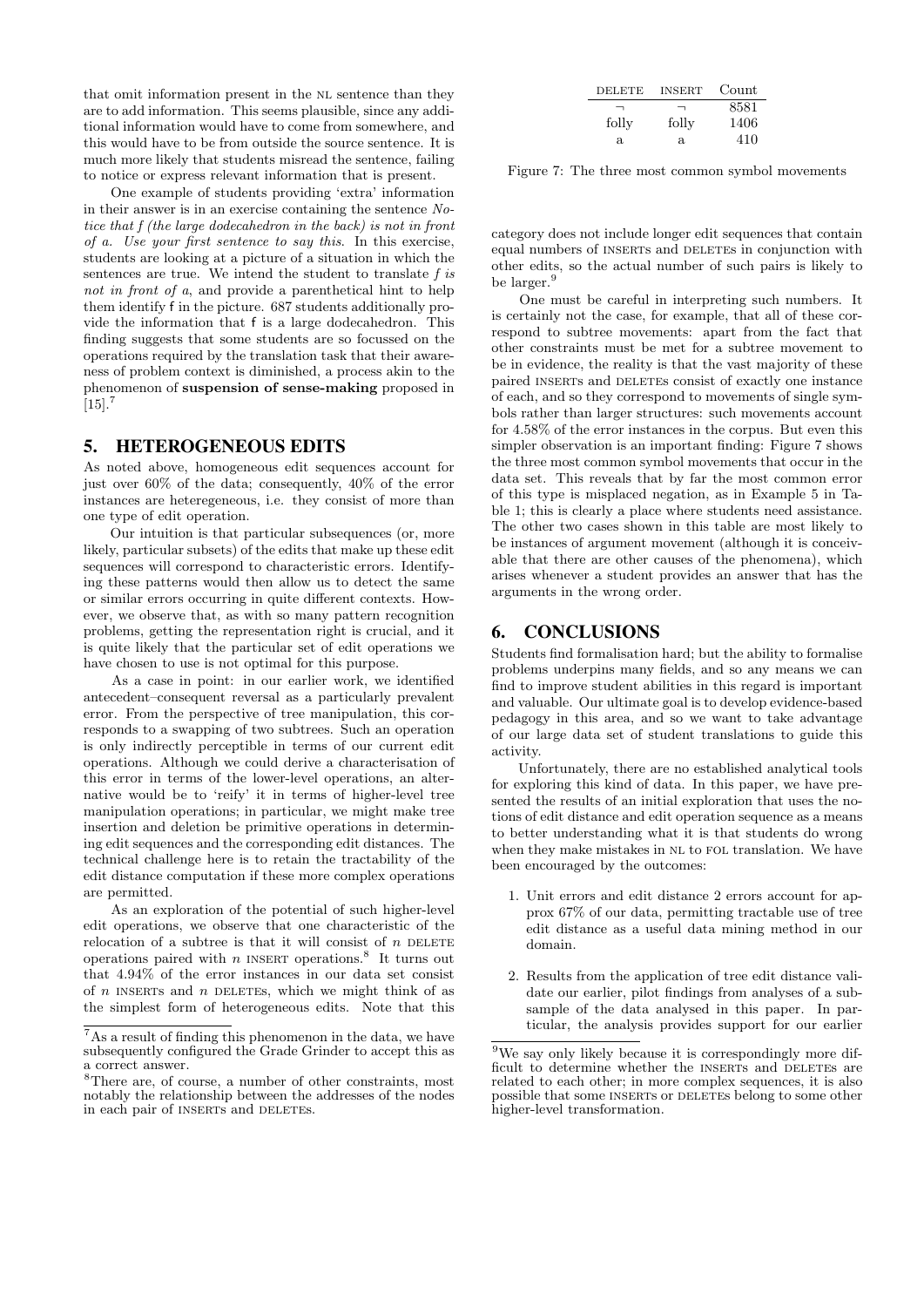that omit information present in the NL sentence than they are to add information. This seems plausible, since any additional information would have to come from somewhere, and this would have to be from outside the source sentence. It is much more likely that students misread the sentence, failing to notice or express relevant information that is present.

One example of students providing 'extra' information in their answer is in an exercise containing the sentence *Notice that f (the large dodecahedron in the back) is not in front of a. Use your first sentence to say this.* In this exercise, students are looking at a picture of a situation in which the sentences are true. We intend the student to translate *f is not in front of a*, and provide a parenthetical hint to help them identify f in the picture. 687 students additionally provide the information that f is a large dodecahedron. This finding suggests that some students are so focussed on the operations required by the translation task that their awareness of problem context is diminished, a process akin to the phenomenon of **suspension of sense-making** proposed in [15].[7]

## 5. HETEROGENEOUS EDITS

As noted above, homogeneous edit sequences account for just over 60% of the data; consequently, 40% of the error instances are heteregeneous, i.e. they consist of more than one type of edit operation.

Our intuition is that particular subsequences (or, more likely, particular subsets) of the edits that make up these edit sequences will correspond to characteristic errors. Identifying these patterns would then allow us to detect the same or similar errors occurring in quite different contexts. However, we observe that, as with so many pattern recognition problems, getting the representation right is crucial, and it is quite likely that the particular set of edit operations we have chosen to use is not optimal for this purpose.

As a case in point: in our earlier work, we identified antecedent–consequent reversal as a particularly prevalent error. From the perspective of tree manipulation, this corresponds to a swapping of two subtrees. Such an operation is only indirectly perceptible in terms of our current edit operations. Although we could derive a characterisation of this error in terms of the lower-level operations, an alternative would be to 'reify' it in terms of higher-level tree manipulation operations; in particular, we might make tree insertion and deletion be primitive operations in determining edit sequences and the corresponding edit distances. The technical challenge here is to retain the tractability of the edit distance computation if these more complex operations are permitted.

As an exploration of the potential of such higher-level edit operations, we observe that one characteristic of the relocation of a subtree is that it will consist of $n$ DELETE operations paired with $n$ INSERT operations.[8] It turns out that 4.94% of the error instances in our data set consist of $n$ INSERTs and $n$ DELETEs, which we might think of as the simplest form of heterogeneous edits. Note that this category does not include longer edit sequences that contain equal numbers of INSERTs and DELETEs in conjunction with other edits, so the actual number of such pairs is likely to be larger.[9]

| DELETE | INSERT | Count |
|---|---|---|
| ¬ | ¬ | 8581 |
| folly | folly | 1406 |
| a | a | 410 |

Figure 7: The three most common symbol movements

One must be careful in interpreting such numbers. It is certainly not the case, for example, that all of these correspond to subtree movements: apart from the fact that other constraints must be met for a subtree movement to be in evidence, the reality is that the vast majority of these paired INSERTs and DELETEs consist of exactly one instance of each, and so they correspond to movements of single symbols rather than larger structures: such movements account for 4.58% of the error instances in the corpus. But even this simpler observation is an important finding: Figure 7 shows the three most common symbol movements that occur in the data set. This reveals that by far the most common error of this type is misplaced negation, as in Example 5 in Table 1; this is clearly a place where students need assistance. The other two cases shown in this table are most likely to be instances of argument movement (although it is conceivable that there are other causes of the phenomena), which arises whenever a student provides an answer that has the arguments in the wrong order.

## 6. CONCLUSIONS

Students find formalisation hard; but the ability to formalise problems underpins many fields, and so any means we can find to improve student abilities in this regard is important and valuable. Our ultimate goal is to develop evidence-based pedagogy in this area, and so we want to take advantage of our large data set of student translations to guide this activity.

Unfortunately, there are no established analytical tools for exploring this kind of data. In this paper, we have presented the results of an initial exploration that uses the notions of edit distance and edit operation sequence as a means to better understanding what it is that students do wrong when they make mistakes in NL to FOL translation. We have been encouraged by the outcomes:

1. Unit errors and edit distance 2 errors account for approx 67% of our data, permitting tractable use of tree edit distance as a useful data mining method in our domain.
2. Results from the application of tree edit distance validate our earlier, pilot findings from analyses of a subsample of the data analysed in this paper. In particular, the analysis provides support for our earlier

[7] As a result of finding this phenomenon in the data, we have subsequently configured the Grade Grinder to accept this as a correct answer.

[8] There are, of course, a number of other constraints, most notably the relationship between the addresses of the nodes in each pair of INSERTs and DELETEs.

[9] We say only likely because it is correspondingly more difficult to determine whether the INSERTs and DELETEs are related to each other; in more complex sequences, it is also possible that some INSERTs or DELETEs belong to some other higher-level transformation.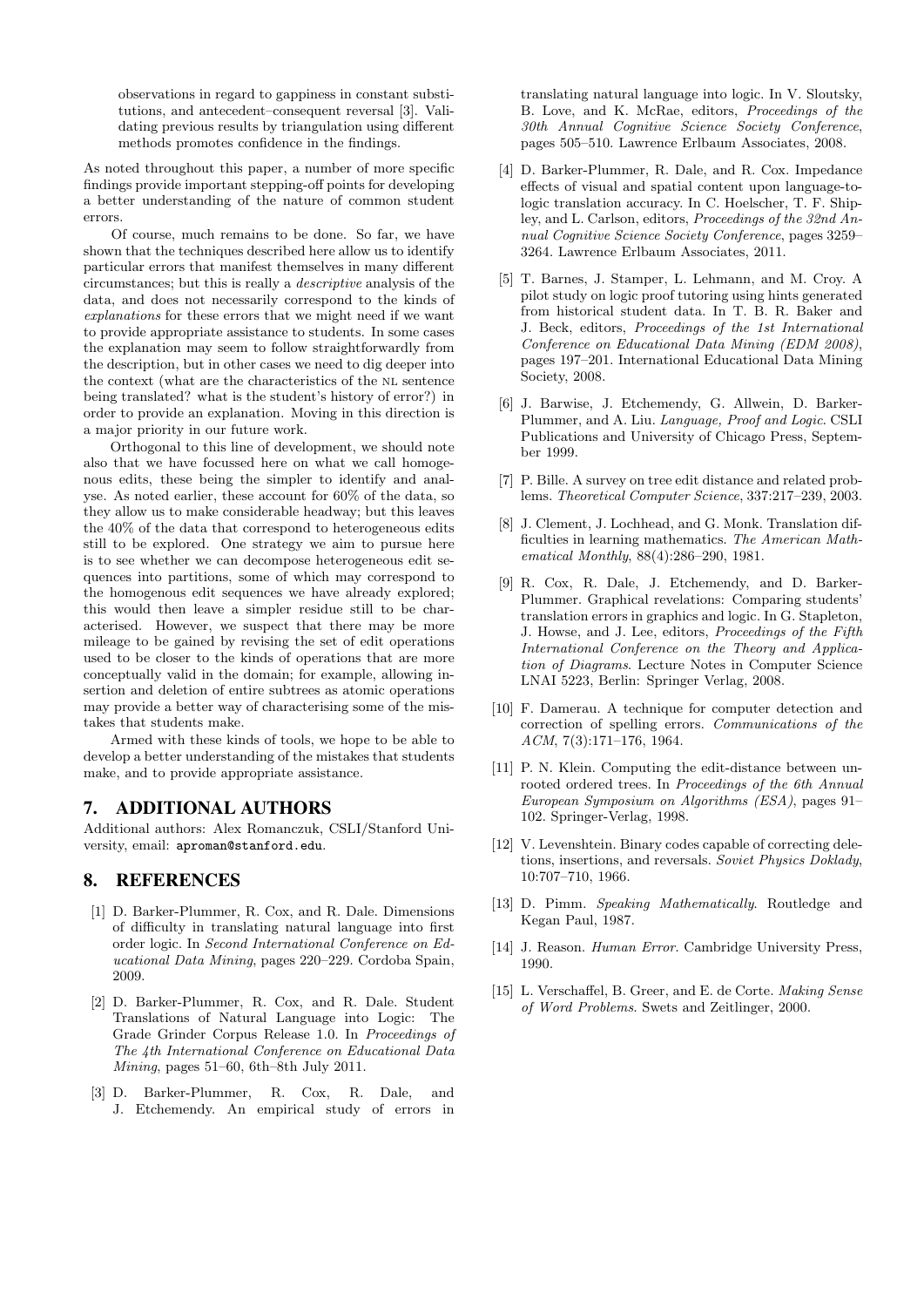observations in regard to gappiness in constant substitutions, and antecedent–consequent reversal [3]. Validating previous results by triangulation using different methods promotes confidence in the findings.

As noted throughout this paper, a number of more specific findings provide important stepping-off points for developing a better understanding of the nature of common student errors.

Of course, much remains to be done. So far, we have shown that the techniques described here allow us to identify particular errors that manifest themselves in many different circumstances; but this is really a *descriptive* analysis of the data, and does not necessarily correspond to the kinds of *explanations* for these errors that we might need if we want to provide appropriate assistance to students. In some cases the explanation may seem to follow straightforwardly from the description, but in other cases we need to dig deeper into the context (what are the characteristics of the NL sentence being translated? what is the student's history of error?) in order to provide an explanation. Moving in this direction is a major priority in our future work.

Orthogonal to this line of development, we should note also that we have focussed here on what we call homogenous edits, these being the simpler to identify and analyse. As noted earlier, these account for 60% of the data, so they allow us to make considerable headway; but this leaves the 40% of the data that correspond to heterogeneous edits still to be explored. One strategy we aim to pursue here is to see whether we can decompose heterogeneous edit sequences into partitions, some of which may correspond to the homogenous edit sequences we have already explored; this would then leave a simpler residue still to be characterised. However, we suspect that there may be more mileage to be gained by revising the set of edit operations used to be closer to the kinds of operations that are more conceptually valid in the domain; for example, allowing insertion and deletion of entire subtrees as atomic operations may provide a better way of characterising some of the mistakes that students make.

Armed with these kinds of tools, we hope to be able to develop a better understanding of the mistakes that students make, and to provide appropriate assistance.

## 7. ADDITIONAL AUTHORS

Additional authors: Alex Romanczuk, CSLI/Stanford University, email: `aproman@stanford.edu`.

## 8. REFERENCES

[1] D. Barker-Plummer, R. Cox, and R. Dale. Dimensions of difficulty in translating natural language into first order logic. In *Second International Conference on Educational Data Mining*, pages 220–229. Cordoba Spain, 2009.

[2] D. Barker-Plummer, R. Cox, and R. Dale. Student Translations of Natural Language into Logic: The Grade Grinder Corpus Release 1.0. In *Proceedings of The 4th International Conference on Educational Data Mining*, pages 51–60, 6th–8th July 2011.

[3] D. Barker-Plummer, R. Cox, R. Dale, and J. Etchemendy. An empirical study of errors in translating natural language into logic. In V. Sloutsky, B. Love, and K. McRae, editors, *Proceedings of the 30th Annual Cognitive Science Society Conference*, pages 505–510. Lawrence Erlbaum Associates, 2008.

[4] D. Barker-Plummer, R. Dale, and R. Cox. Impedance effects of visual and spatial content upon language-to-logic translation accuracy. In C. Hoelscher, T. F. Shipley, and L. Carlson, editors, *Proceedings of the 32nd Annual Cognitive Science Society Conference*, pages 3259–3264. Lawrence Erlbaum Associates, 2011.

[5] T. Barnes, J. Stamper, L. Lehmann, and M. Croy. A pilot study on logic proof tutoring using hints generated from historical student data. In T. B. R. Baker and J. Beck, editors, *Proceedings of the 1st International Conference on Educational Data Mining (EDM 2008)*, pages 197–201. International Educational Data Mining Society, 2008.

[6] J. Barwise, J. Etchemendy, G. Allwein, D. Barker-Plummer, and A. Liu. *Language, Proof and Logic*. CSLI Publications and University of Chicago Press, September 1999.

[7] P. Bille. A survey on tree edit distance and related problems. *Theoretical Computer Science*, 337:217–239, 2003.

[8] J. Clement, J. Lochhead, and G. Monk. Translation difficulties in learning mathematics. *The American Mathematical Monthly*, 88(4):286–290, 1981.

[9] R. Cox, R. Dale, J. Etchemendy, and D. Barker-Plummer. Graphical revelations: Comparing students' translation errors in graphics and logic. In G. Stapleton, J. Howse, and J. Lee, editors, *Proceedings of the Fifth International Conference on the Theory and Application of Diagrams*. Lecture Notes in Computer Science LNAI 5223, Berlin: Springer Verlag, 2008.

[10] F. Damerau. A technique for computer detection and correction of spelling errors. *Communications of the ACM*, 7(3):171–176, 1964.

[11] P. N. Klein. Computing the edit-distance between unrooted ordered trees. In *Proceedings of the 6th Annual European Symposium on Algorithms (ESA)*, pages 91–102. Springer-Verlag, 1998.

[12] V. Levenshtein. Binary codes capable of correcting deletions, insertions, and reversals. *Soviet Physics Doklady*, 10:707–710, 1966.

[13] D. Pimm. *Speaking Mathematically*. Routledge and Kegan Paul, 1987.

[14] J. Reason. *Human Error*. Cambridge University Press, 1990.

[15] L. Verschaffel, B. Greer, and E. de Corte. *Making Sense of Word Problems*. Swets and Zeitlinger, 2000.